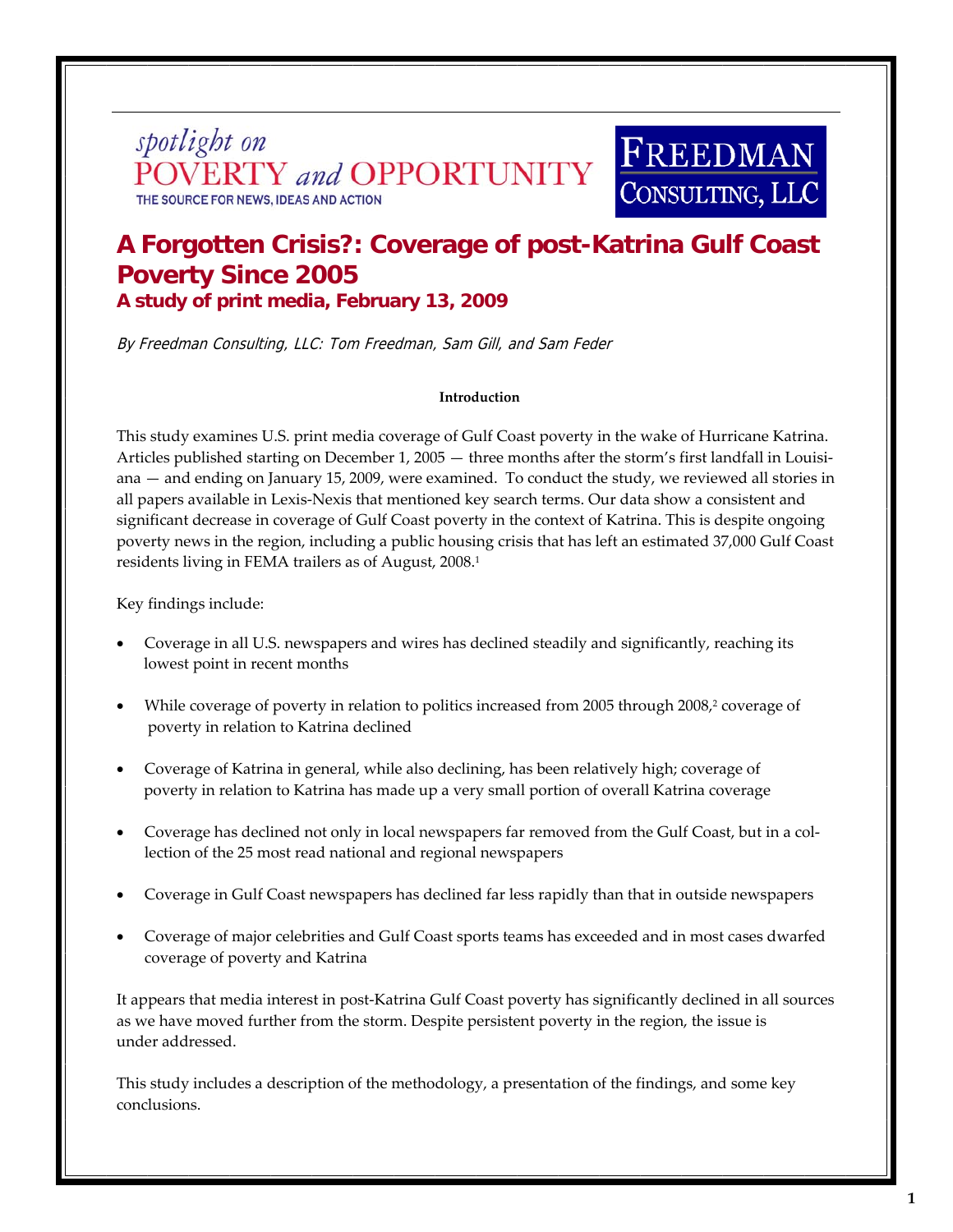spotlight on
POVERTY and OPPORTUNITY
THE SOURCE FOR NEWS, IDEAS AND ACTION

FREEDMAN CONSULTING, LLC

# A Forgotten Crisis?: Coverage of post-Katrina Gulf Coast Poverty Since 2005

### A study of print media, February 13, 2009

*By Freedman Consulting, LLC: Tom Freedman, Sam Gill, and Sam Feder*

## Introduction

This study examines U.S. print media coverage of Gulf Coast poverty in the wake of Hurricane Katrina. Articles published starting on December 1, 2005 — three months after the storm's first landfall in Louisiana — and ending on January 15, 2009, were examined. To conduct the study, we reviewed all stories in all papers available in Lexis-Nexis that mentioned key search terms. Our data show a consistent and significant decrease in coverage of Gulf Coast poverty in the context of Katrina. This is despite ongoing poverty news in the region, including a public housing crisis that has left an estimated 37,000 Gulf Coast residents living in FEMA trailers as of August, 2008.[1]

Key findings include:

- Coverage in all U.S. newspapers and wires has declined steadily and significantly, reaching its lowest point in recent months
- While coverage of poverty in relation to politics increased from 2005 through 2008,[2] coverage of poverty in relation to Katrina declined
- Coverage of Katrina in general, while also declining, has been relatively high; coverage of poverty in relation to Katrina has made up a very small portion of overall Katrina coverage
- Coverage has declined not only in local newspapers far removed from the Gulf Coast, but in a collection of the 25 most read national and regional newspapers
- Coverage in Gulf Coast newspapers has declined far less rapidly than that in outside newspapers
- Coverage of major celebrities and Gulf Coast sports teams has exceeded and in most cases dwarfed coverage of poverty and Katrina

It appears that media interest in post-Katrina Gulf Coast poverty has significantly declined in all sources as we have moved further from the storm. Despite persistent poverty in the region, the issue is under addressed.

This study includes a description of the methodology, a presentation of the findings, and some key conclusions.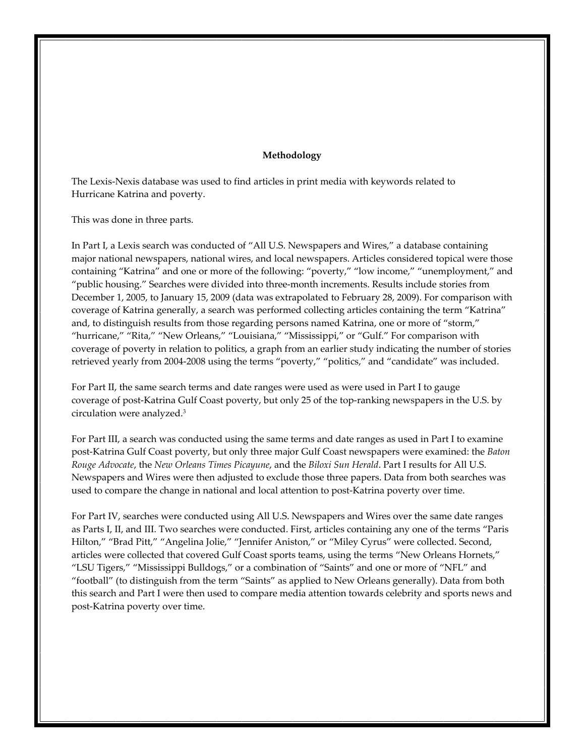## Methodology

The Lexis-Nexis database was used to find articles in print media with keywords related to Hurricane Katrina and poverty.

This was done in three parts.

In Part I, a Lexis search was conducted of "All U.S. Newspapers and Wires," a database containing major national newspapers, national wires, and local newspapers. Articles considered topical were those containing "Katrina" and one or more of the following: "poverty," "low income," "unemployment," and "public housing." Searches were divided into three-month increments. Results include stories from December 1, 2005, to January 15, 2009 (data was extrapolated to February 28, 2009). For comparison with coverage of Katrina generally, a search was performed collecting articles containing the term "Katrina" and, to distinguish results from those regarding persons named Katrina, one or more of "storm," "hurricane," "Rita," "New Orleans," "Louisiana," "Mississippi," or "Gulf." For comparison with coverage of poverty in relation to politics, a graph from an earlier study indicating the number of stories retrieved yearly from 2004-2008 using the terms "poverty," "politics," and "candidate" was included.

For Part II, the same search terms and date ranges were used as were used in Part I to gauge coverage of post-Katrina Gulf Coast poverty, but only 25 of the top-ranking newspapers in the U.S. by circulation were analyzed.[3]

For Part III, a search was conducted using the same terms and date ranges as used in Part I to examine post-Katrina Gulf Coast poverty, but only three major Gulf Coast newspapers were examined: the *Baton Rouge Advocate*, the *New Orleans Times Picayune*, and the *Biloxi Sun Herald*. Part I results for All U.S. Newspapers and Wires were then adjusted to exclude those three papers. Data from both searches was used to compare the change in national and local attention to post-Katrina poverty over time.

For Part IV, searches were conducted using All U.S. Newspapers and Wires over the same date ranges as Parts I, II, and III. Two searches were conducted. First, articles containing any one of the terms "Paris Hilton," "Brad Pitt," "Angelina Jolie," "Jennifer Aniston," or "Miley Cyrus" were collected. Second, articles were collected that covered Gulf Coast sports teams, using the terms "New Orleans Hornets," "LSU Tigers," "Mississippi Bulldogs," or a combination of "Saints" and one or more of "NFL" and "football" (to distinguish from the term "Saints" as applied to New Orleans generally). Data from both this search and Part I were then used to compare media attention towards celebrity and sports news and post-Katrina poverty over time.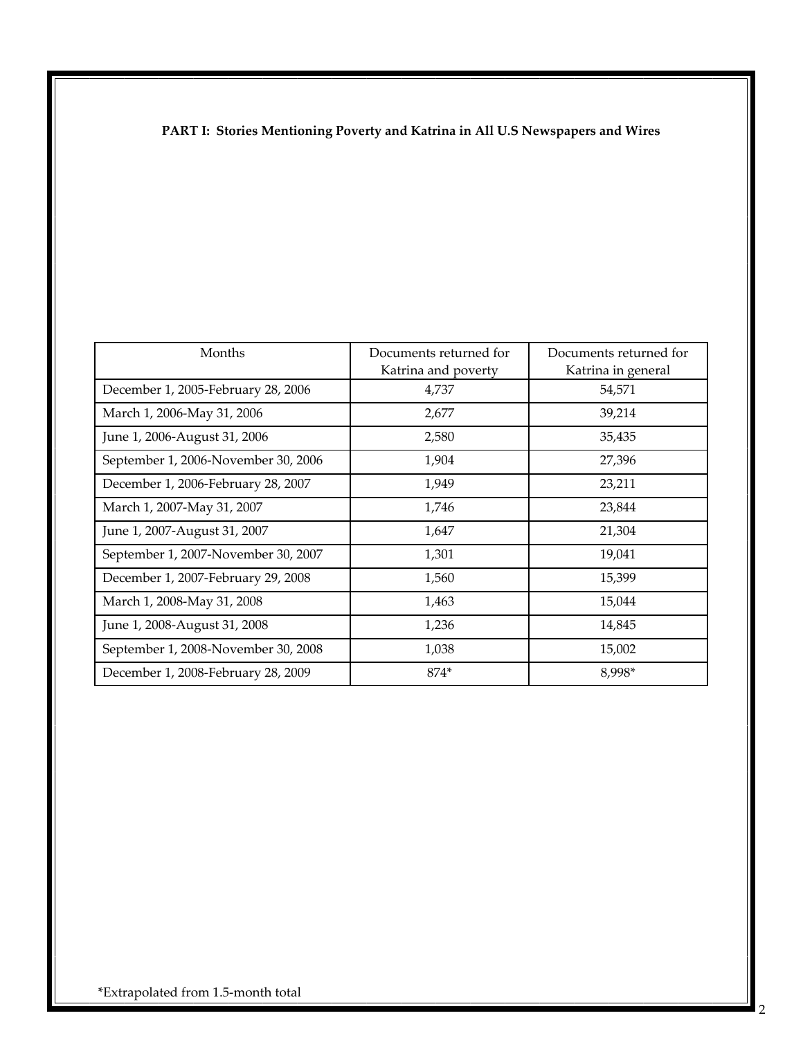**PART I: Stories Mentioning Poverty and Katrina in All U.S Newspapers and Wires**

| Months | Documents returned for Katrina and poverty | Documents returned for Katrina in general |
|---|---|---|
| December 1, 2005-February 28, 2006 | 4,737 | 54,571 |
| March 1, 2006-May 31, 2006 | 2,677 | 39,214 |
| June 1, 2006-August 31, 2006 | 2,580 | 35,435 |
| September 1, 2006-November 30, 2006 | 1,904 | 27,396 |
| December 1, 2006-February 28, 2007 | 1,949 | 23,211 |
| March 1, 2007-May 31, 2007 | 1,746 | 23,844 |
| June 1, 2007-August 31, 2007 | 1,647 | 21,304 |
| September 1, 2007-November 30, 2007 | 1,301 | 19,041 |
| December 1, 2007-February 29, 2008 | 1,560 | 15,399 |
| March 1, 2008-May 31, 2008 | 1,463 | 15,044 |
| June 1, 2008-August 31, 2008 | 1,236 | 14,845 |
| September 1, 2008-November 30, 2008 | 1,038 | 15,002 |
| December 1, 2008-February 28, 2009 | 874* | 8,998* |

*Extrapolated from 1.5-month total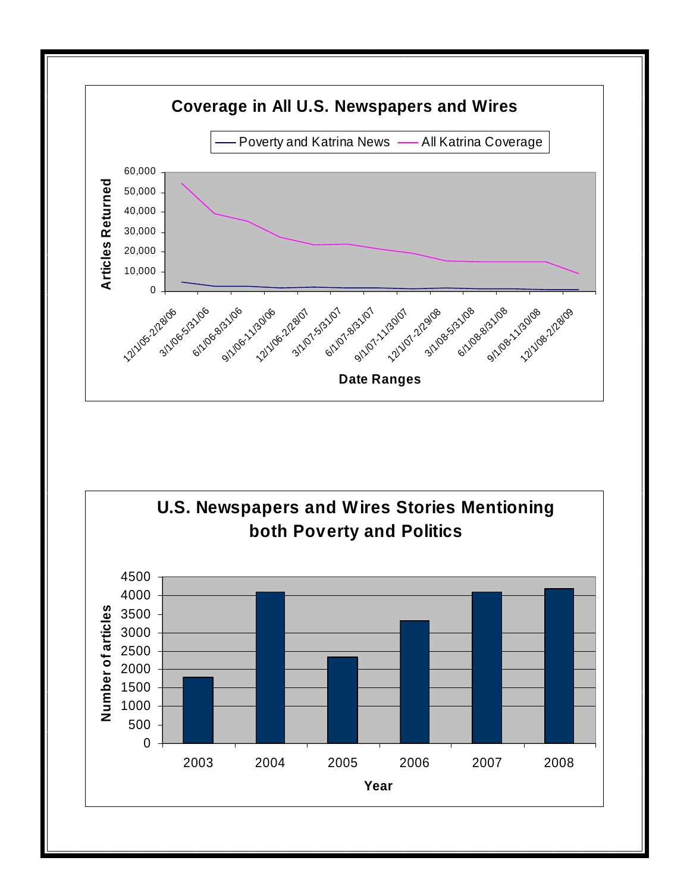## Coverage in All U.S. Newspapers and Wires

Legend: Poverty and Katrina News; All Katrina Coverage

Y-axis: Articles Returned (0; 10,000; 20,000; 30,000; 40,000; 50,000; 60,000)

X-axis: Date Ranges

12/1/05-2/28/06, 3/1/06-5/31/06, 6/1/06-8/31/06, 9/1/06-11/30/06, 12/1/06-2/28/07, 3/1/07-5/31/07, 6/1/07-8/31/07, 9/1/07-11/30/07, 12/1/07-2/29/08, 3/1/08-5/31/08, 6/1/08-8/31/08, 9/1/08-11/30/08, 12/1/08-2/28/09

## U.S. Newspapers and Wires Stories Mentioning both Poverty and Politics

Y-axis: Number of articles (0; 500; 1000; 1500; 2000; 2500; 3000; 3500; 4000; 4500)

X-axis: Year

2003, 2004, 2005, 2006, 2007, 2008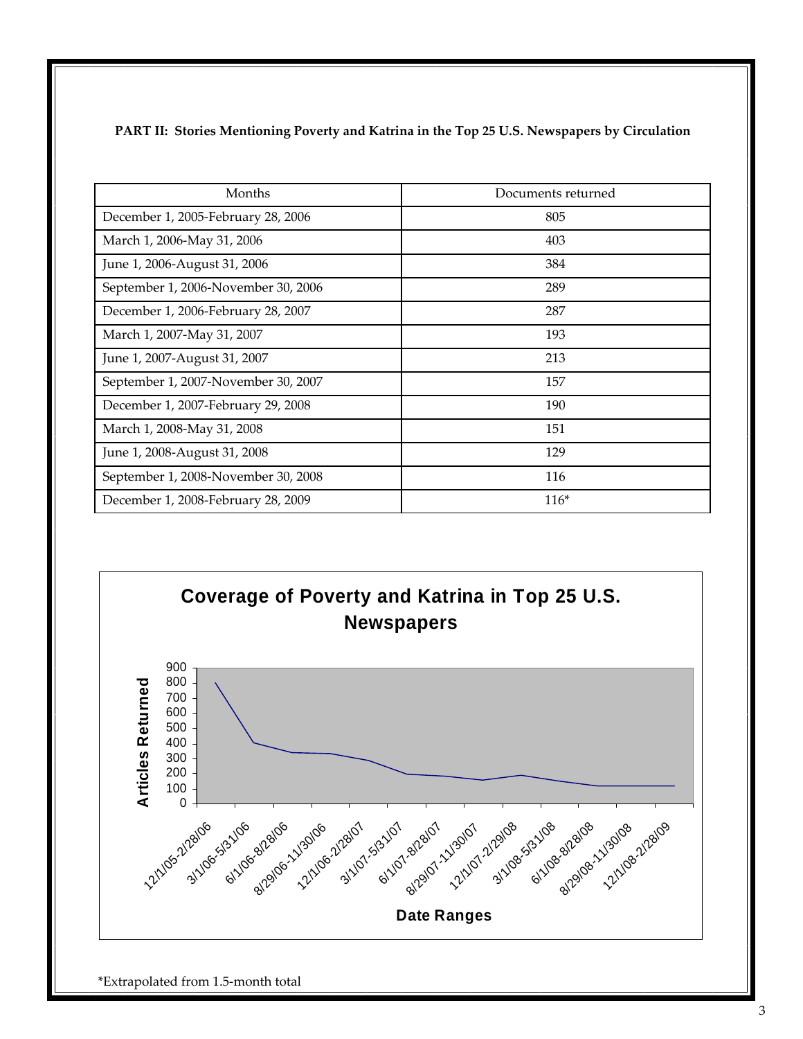**PART II: Stories Mentioning Poverty and Katrina in the Top 25 U.S. Newspapers by Circulation**

| Months | Documents returned |
|---|---|
| December 1, 2005-February 28, 2006 | 805 |
| March 1, 2006-May 31, 2006 | 403 |
| June 1, 2006-August 31, 2006 | 384 |
| September 1, 2006-November 30, 2006 | 289 |
| December 1, 2006-February 28, 2007 | 287 |
| March 1, 2007-May 31, 2007 | 193 |
| June 1, 2007-August 31, 2007 | 213 |
| September 1, 2007-November 30, 2007 | 157 |
| December 1, 2007-February 29, 2008 | 190 |
| March 1, 2008-May 31, 2008 | 151 |
| June 1, 2008-August 31, 2008 | 129 |
| September 1, 2008-November 30, 2008 | 116 |
| December 1, 2008-February 28, 2009 | 116* |

**Coverage of Poverty and Katrina in Top 25 U.S. Newspapers**

Articles Returned (0–900) by Date Ranges: 12/1/05-2/28/06, 3/1/06-5/31/06, 6/1/06-8/28/06, 8/29/06-11/30/06, 12/1/06-2/28/07, 3/1/07-5/31/07, 6/1/07-8/28/07, 8/29/07-11/30/07, 12/1/07-2/29/08, 3/1/08-5/31/08, 6/1/08-8/28/08, 8/29/08-11/30/08, 12/1/08-2/28/09

*Extrapolated from 1.5-month total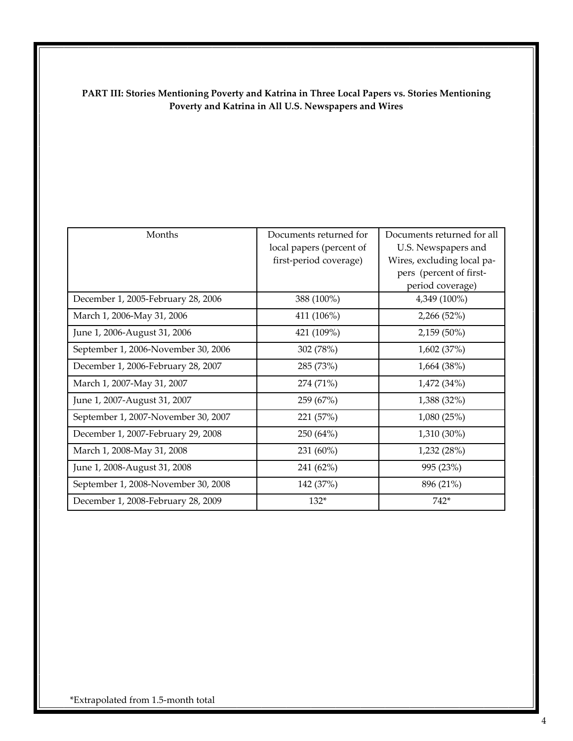**PART III: Stories Mentioning Poverty and Katrina in Three Local Papers vs. Stories Mentioning Poverty and Katrina in All U.S. Newspapers and Wires**

| Months | Documents returned for local papers (percent of first-period coverage) | Documents returned for all U.S. Newspapers and Wires, excluding local papers (percent of first-period coverage) |
|---|---|---|
| December 1, 2005-February 28, 2006 | 388 (100%) | 4,349 (100%) |
| March 1, 2006-May 31, 2006 | 411 (106%) | 2,266 (52%) |
| June 1, 2006-August 31, 2006 | 421 (109%) | 2,159 (50%) |
| September 1, 2006-November 30, 2006 | 302 (78%) | 1,602 (37%) |
| December 1, 2006-February 28, 2007 | 285 (73%) | 1,664 (38%) |
| March 1, 2007-May 31, 2007 | 274 (71%) | 1,472 (34%) |
| June 1, 2007-August 31, 2007 | 259 (67%) | 1,388 (32%) |
| September 1, 2007-November 30, 2007 | 221 (57%) | 1,080 (25%) |
| December 1, 2007-February 29, 2008 | 250 (64%) | 1,310 (30%) |
| March 1, 2008-May 31, 2008 | 231 (60%) | 1,232 (28%) |
| June 1, 2008-August 31, 2008 | 241 (62%) | 995 (23%) |
| September 1, 2008-November 30, 2008 | 142 (37%) | 896 (21%) |
| December 1, 2008-February 28, 2009 | 132* | 742* |

*Extrapolated from 1.5-month total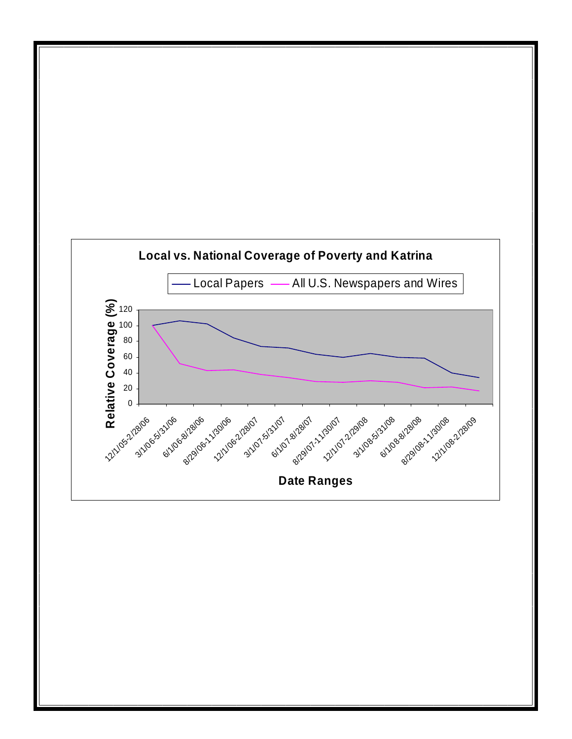**Local vs. National Coverage of Poverty and Katrina**

Legend: Local Papers — All U.S. Newspapers and Wires

Relative Coverage (%)

Date Ranges: 12/1/05-2/28/06, 3/1/06-5/31/06, 6/1/06-8/28/06, 8/29/06-11/30/06, 12/1/06-2/28/07, 3/1/07-5/31/07, 6/1/07-8/28/07, 8/29/07-11/30/07, 12/1/07-2/29/08, 3/1/08-5/31/08, 6/1/08-8/28/08, 8/29/08-11/30/08, 12/1/08-2/28/09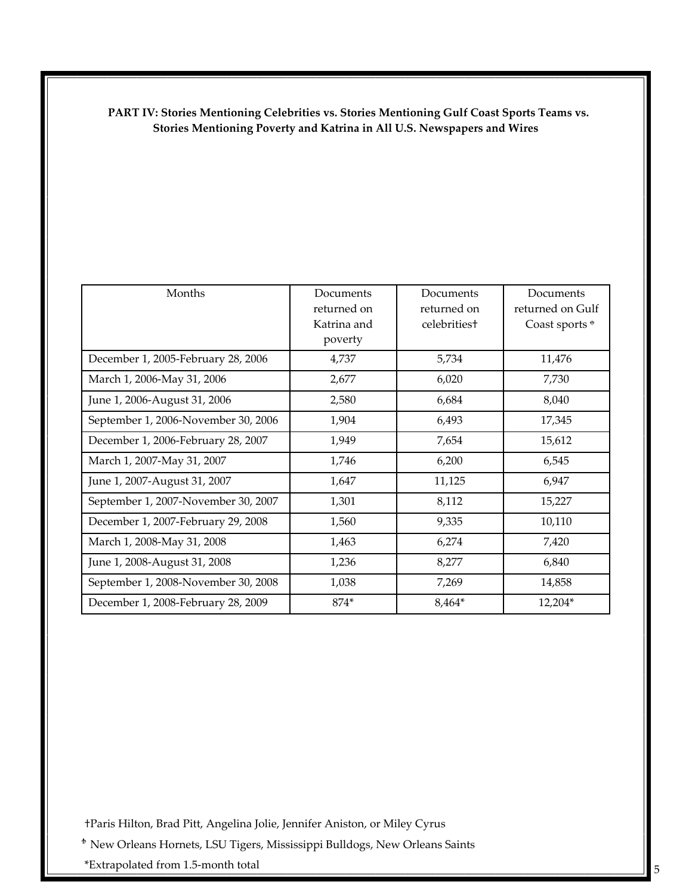**PART IV: Stories Mentioning Celebrities vs. Stories Mentioning Gulf Coast Sports Teams vs. Stories Mentioning Poverty and Katrina in All U.S. Newspapers and Wires**

| Months | Documents returned on Katrina and poverty | Documents returned on celebrities† | Documents returned on Gulf Coast sports ⸸ |
|---|---|---|---|
| December 1, 2005-February 28, 2006 | 4,737 | 5,734 | 11,476 |
| March 1, 2006-May 31, 2006 | 2,677 | 6,020 | 7,730 |
| June 1, 2006-August 31, 2006 | 2,580 | 6,684 | 8,040 |
| September 1, 2006-November 30, 2006 | 1,904 | 6,493 | 17,345 |
| December 1, 2006-February 28, 2007 | 1,949 | 7,654 | 15,612 |
| March 1, 2007-May 31, 2007 | 1,746 | 6,200 | 6,545 |
| June 1, 2007-August 31, 2007 | 1,647 | 11,125 | 6,947 |
| September 1, 2007-November 30, 2007 | 1,301 | 8,112 | 15,227 |
| December 1, 2007-February 29, 2008 | 1,560 | 9,335 | 10,110 |
| March 1, 2008-May 31, 2008 | 1,463 | 6,274 | 7,420 |
| June 1, 2008-August 31, 2008 | 1,236 | 8,277 | 6,840 |
| September 1, 2008-November 30, 2008 | 1,038 | 7,269 | 14,858 |
| December 1, 2008-February 28, 2009 | 874* | 8,464* | 12,204* |

†Paris Hilton, Brad Pitt, Angelina Jolie, Jennifer Aniston, or Miley Cyrus

⸸ New Orleans Hornets, LSU Tigers, Mississippi Bulldogs, New Orleans Saints

*Extrapolated from 1.5-month total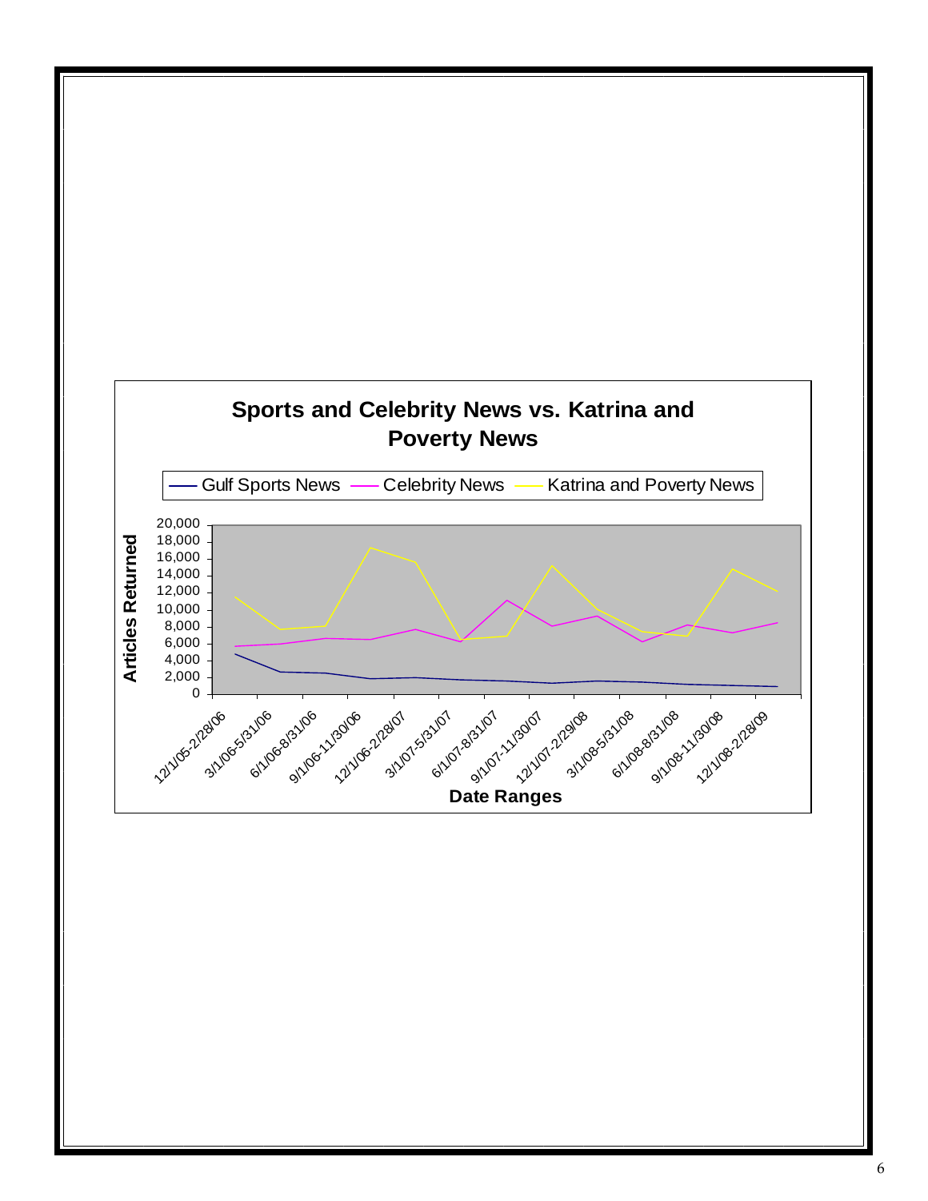**Sports and Celebrity News vs. Katrina and Poverty News**

Legend: Gulf Sports News — Celebrity News — Katrina and Poverty News

Y-axis: Articles Returned (0 to 20,000)

X-axis: Date Ranges — 12/1/05-2/28/06, 3/1/06-5/31/06, 6/1/06-8/31/06, 9/1/06-11/30/06, 12/1/06-2/28/07, 3/1/07-5/31/07, 6/1/07-8/31/07, 9/1/07-11/30/07, 12/1/07-2/29/08, 3/1/08-5/31/08, 6/1/08-8/31/08, 9/1/08-11/30/08, 12/1/08-2/28/09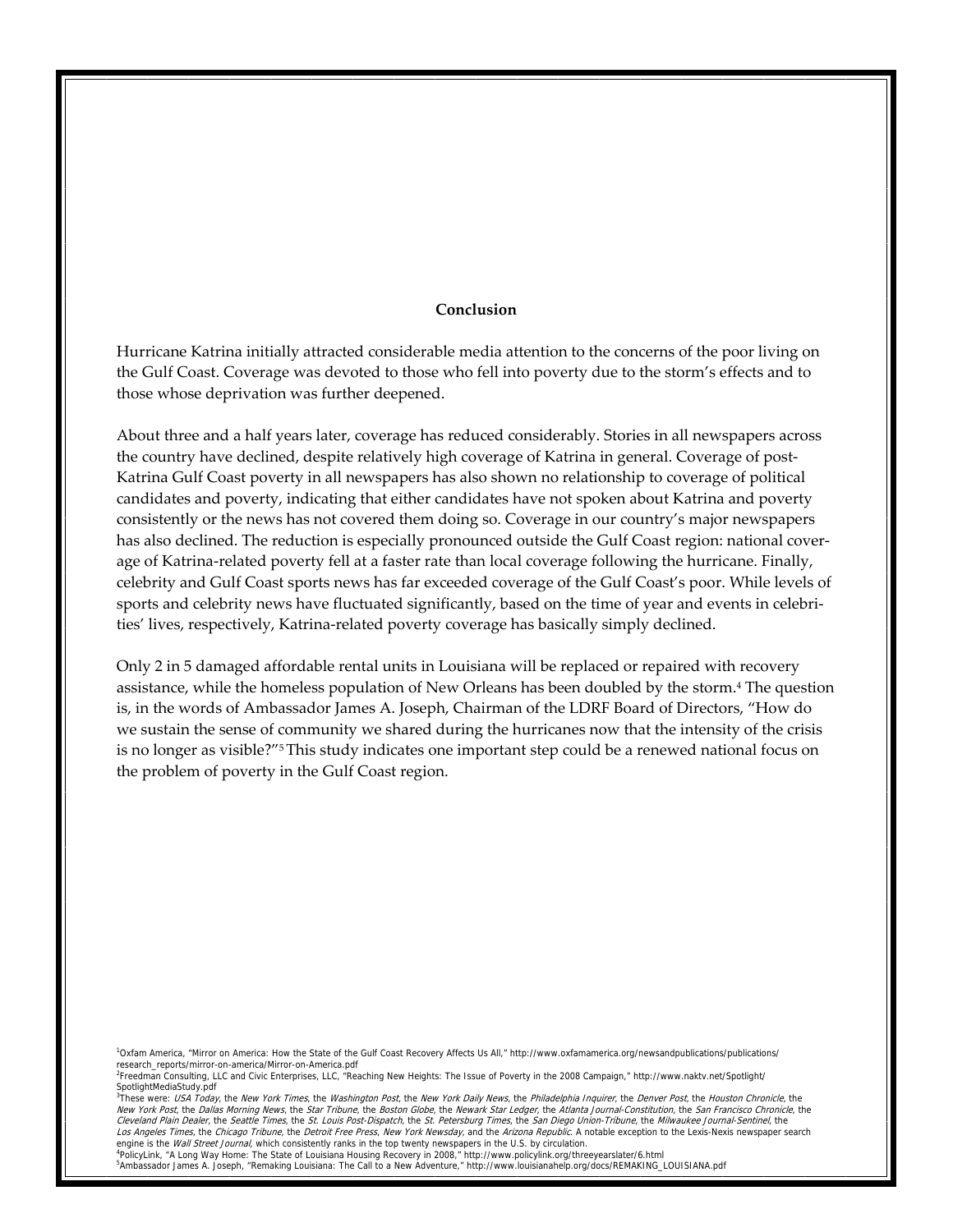## Conclusion

Hurricane Katrina initially attracted considerable media attention to the concerns of the poor living on the Gulf Coast. Coverage was devoted to those who fell into poverty due to the storm's effects and to those whose deprivation was further deepened.

About three and a half years later, coverage has reduced considerably. Stories in all newspapers across the country have declined, despite relatively high coverage of Katrina in general. Coverage of post-Katrina Gulf Coast poverty in all newspapers has also shown no relationship to coverage of political candidates and poverty, indicating that either candidates have not spoken about Katrina and poverty consistently or the news has not covered them doing so. Coverage in our country's major newspapers has also declined. The reduction is especially pronounced outside the Gulf Coast region: national coverage of Katrina-related poverty fell at a faster rate than local coverage following the hurricane. Finally, celebrity and Gulf Coast sports news has far exceeded coverage of the Gulf Coast's poor. While levels of sports and celebrity news have fluctuated significantly, based on the time of year and events in celebrities' lives, respectively, Katrina-related poverty coverage has basically simply declined.

Only 2 in 5 damaged affordable rental units in Louisiana will be replaced or repaired with recovery assistance, while the homeless population of New Orleans has been doubled by the storm.[4] The question is, in the words of Ambassador James A. Joseph, Chairman of the LDRF Board of Directors, "How do we sustain the sense of community we shared during the hurricanes now that the intensity of the crisis is no longer as visible?"[5] This study indicates one important step could be a renewed national focus on the problem of poverty in the Gulf Coast region.

---

[1]Oxfam America, "Mirror on America: How the State of the Gulf Coast Recovery Affects Us All," http://www.oxfamamerica.org/newsandpublications/publications/research_reports/mirror-on-america/Mirror-on-America.pdf

[2]Freedman Consulting, LLC and Civic Enterprises, LLC, "Reaching New Heights: The Issue of Poverty in the 2008 Campaign," http://www.naktv.net/Spotlight/SpotlightMediaStudy.pdf

[3]These were: *USA Today*, the *New York Times*, the *Washington Post*, the *New York Daily News*, the *Philadelphia Inquirer*, the *Denver Post*, the *Houston Chronicle*, the *New York Post*, the *Dallas Morning News*, the *Star Tribune*, the *Boston Globe*, the *Newark Star Ledger*, the *Atlanta Journal-Constitution*, the *San Francisco Chronicle*, the *Cleveland Plain Dealer*, the *Seattle Times*, the *St. Louis Post-Dispatch*, the *St. Petersburg Times*, the *San Diego Union-Tribune*, the *Milwaukee Journal-Sentinel*, the *Los Angeles Times*, the *Chicago Tribune*, the *Detroit Free Press*, *New York Newsday*, and the *Arizona Republic*. A notable exception to the Lexis-Nexis newspaper search engine is the *Wall Street Journal*, which consistently ranks in the top twenty newspapers in the U.S. by circulation.

[4]PolicyLink, "A Long Way Home: The State of Louisiana Housing Recovery in 2008," http://www.policylink.org/threeyearslater/6.html

[5]Ambassador James A. Joseph, "Remaking Louisiana: The Call to a New Adventure," http://www.louisianahelp.org/docs/REMAKING_LOUISIANA.pdf